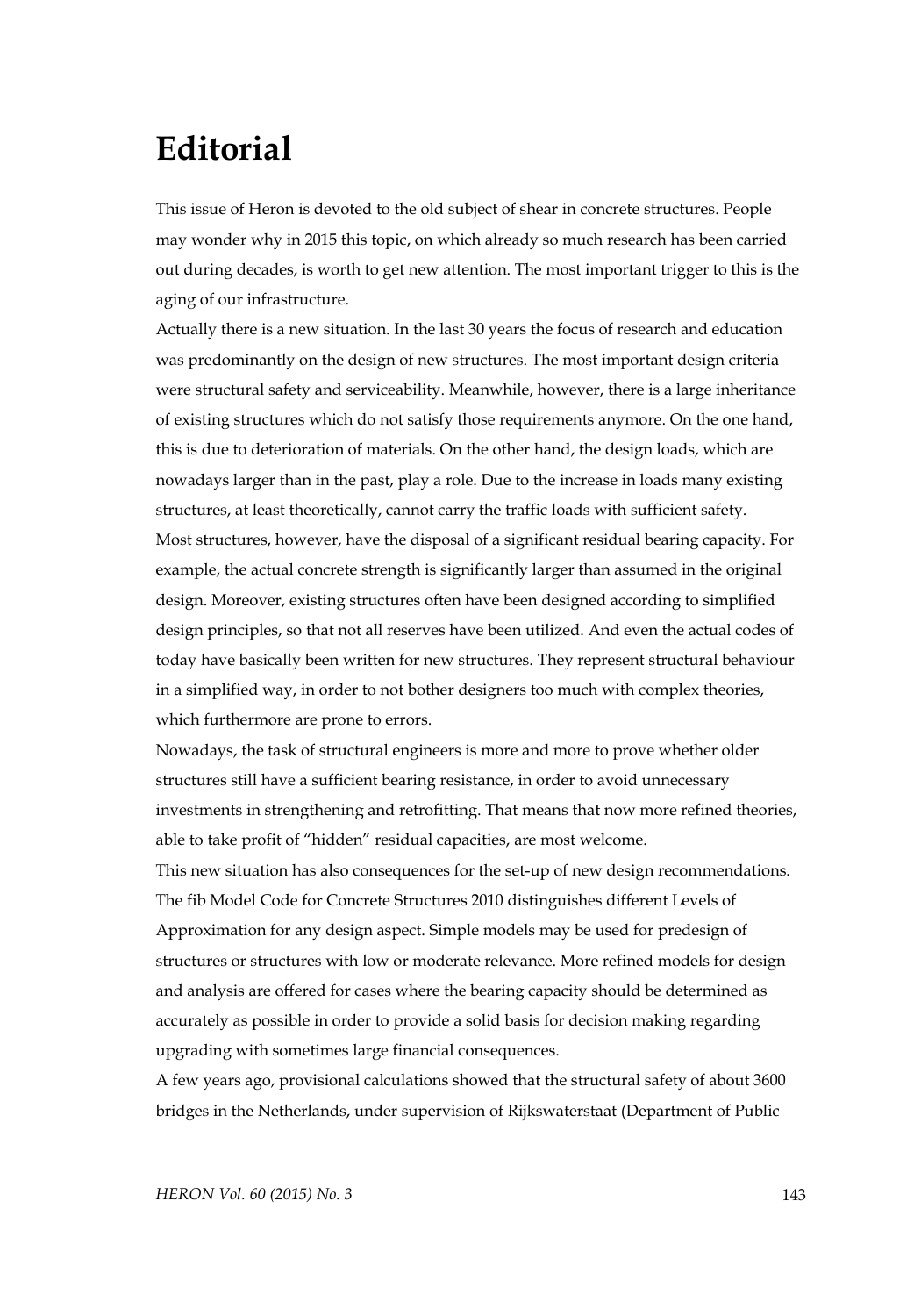# Editorial

This issue of Heron is devoted to the old subject of shear in concrete structures. People may wonder why in 2015 this topic, on which already so much research has been carried out during decades, is worth to get new attention. The most important trigger to this is the aging of our infrastructure.

Actually there is a new situation. In the last 30 years the focus of research and education was predominantly on the design of new structures. The most important design criteria were structural safety and serviceability. Meanwhile, however, there is a large inheritance of existing structures which do not satisfy those requirements anymore. On the one hand, this is due to deterioration of materials. On the other hand, the design loads, which are nowadays larger than in the past, play a role. Due to the increase in loads many existing structures, at least theoretically, cannot carry the traffic loads with sufficient safety.

Most structures, however, have the disposal of a significant residual bearing capacity. For example, the actual concrete strength is significantly larger than assumed in the original design. Moreover, existing structures often have been designed according to simplified design principles, so that not all reserves have been utilized. And even the actual codes of today have basically been written for new structures. They represent structural behaviour in a simplified way, in order to not bother designers too much with complex theories, which furthermore are prone to errors.

Nowadays, the task of structural engineers is more and more to prove whether older structures still have a sufficient bearing resistance, in order to avoid unnecessary investments in strengthening and retrofitting. That means that now more refined theories, able to take profit of "hidden" residual capacities, are most welcome.

This new situation has also consequences for the set-up of new design recommendations. The fib Model Code for Concrete Structures 2010 distinguishes different Levels of Approximation for any design aspect. Simple models may be used for predesign of structures or structures with low or moderate relevance. More refined models for design and analysis are offered for cases where the bearing capacity should be determined as accurately as possible in order to provide a solid basis for decision making regarding upgrading with sometimes large financial consequences.

A few years ago, provisional calculations showed that the structural safety of about 3600 bridges in the Netherlands, under supervision of Rijkswaterstaat (Department of Public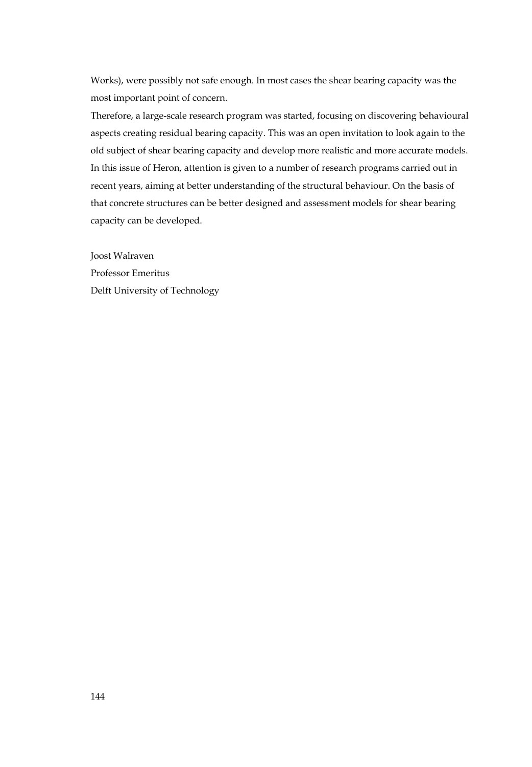Works), were possibly not safe enough. In most cases the shear bearing capacity was the most important point of concern.

Therefore, a large-scale research program was started, focusing on discovering behavioural aspects creating residual bearing capacity. This was an open invitation to look again to the old subject of shear bearing capacity and develop more realistic and more accurate models. In this issue of Heron, attention is given to a number of research programs carried out in recent years, aiming at better understanding of the structural behaviour. On the basis of that concrete structures can be better designed and assessment models for shear bearing capacity can be developed.

Joost Walraven
Professor Emeritus
Delft University of Technology